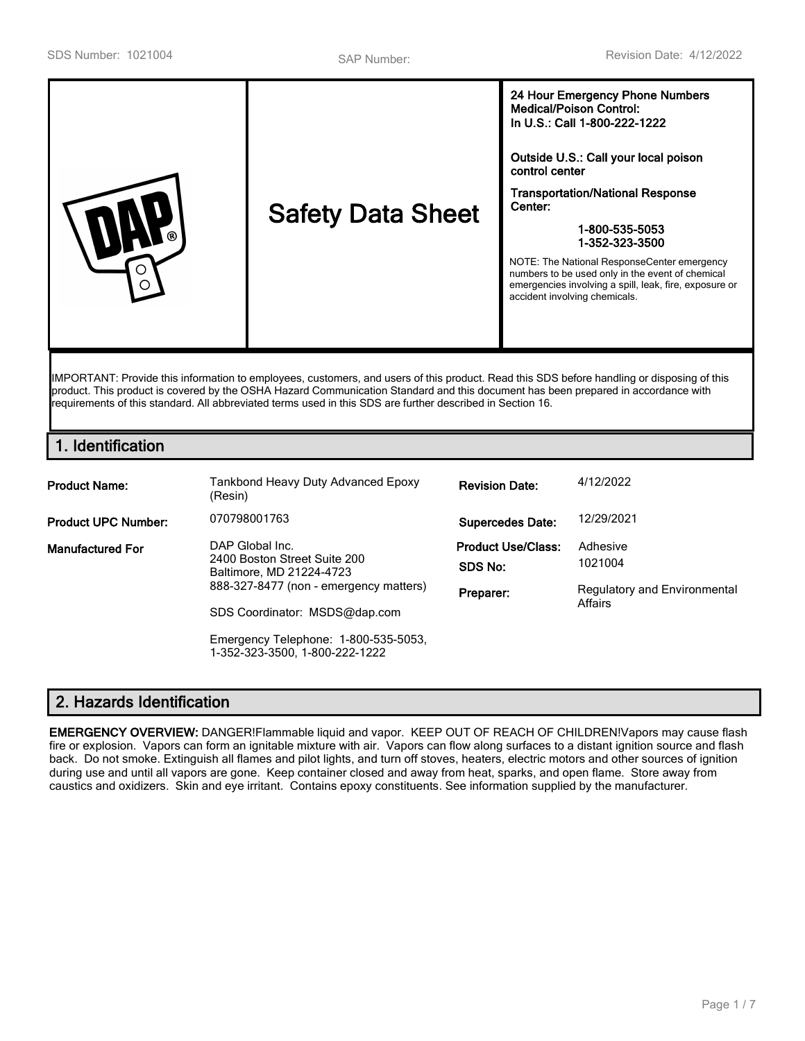SDS Number: 1021004 SAP Number: Revision Date: 4/12/2022

# Safety Data Sheet

**24 Hour Emergency Phone Numbers**
**Medical/Poison Control:**
**In U.S.: Call 1-800-222-1222**

**Outside U.S.: Call your local poison control center**

**Transportation/National Response Center:**

**1-800-535-5053**
**1-352-323-3500**

NOTE: The National ResponseCenter emergency numbers to be used only in the event of chemical emergencies involving a spill, leak, fire, exposure or accident involving chemicals.

IMPORTANT: Provide this information to employees, customers, and users of this product. Read this SDS before handling or disposing of this product. This product is covered by the OSHA Hazard Communication Standard and this document has been prepared in accordance with requirements of this standard. All abbreviated terms used in this SDS are further described in Section 16.

## 1. Identification

| | | | |
|---|---|---|---|
| **Product Name:** | Tankbond Heavy Duty Advanced Epoxy (Resin) | **Revision Date:** | 4/12/2022 |
| **Product UPC Number:** | 070798001763 | **Supercedes Date:** | 12/29/2021 |
| **Manufactured For** | DAP Global Inc.<br>2400 Boston Street Suite 200<br>Baltimore, MD 21224-4723<br>888-327-8477 (non - emergency matters)<br><br>SDS Coordinator: MSDS@dap.com<br><br>Emergency Telephone: 1-800-535-5053, 1-352-323-3500, 1-800-222-1222 | **Product Use/Class:**<br>**SDS No:**<br>**Preparer:** | Adhesive<br>1021004<br>Regulatory and Environmental Affairs |

## 2. Hazards Identification

**EMERGENCY OVERVIEW:** DANGER!Flammable liquid and vapor. KEEP OUT OF REACH OF CHILDREN!Vapors may cause flash fire or explosion. Vapors can form an ignitable mixture with air. Vapors can flow along surfaces to a distant ignition source and flash back. Do not smoke. Extinguish all flames and pilot lights, and turn off stoves, heaters, electric motors and other sources of ignition during use and until all vapors are gone. Keep container closed and away from heat, sparks, and open flame. Store away from caustics and oxidizers. Skin and eye irritant. Contains epoxy constituents. See information supplied by the manufacturer.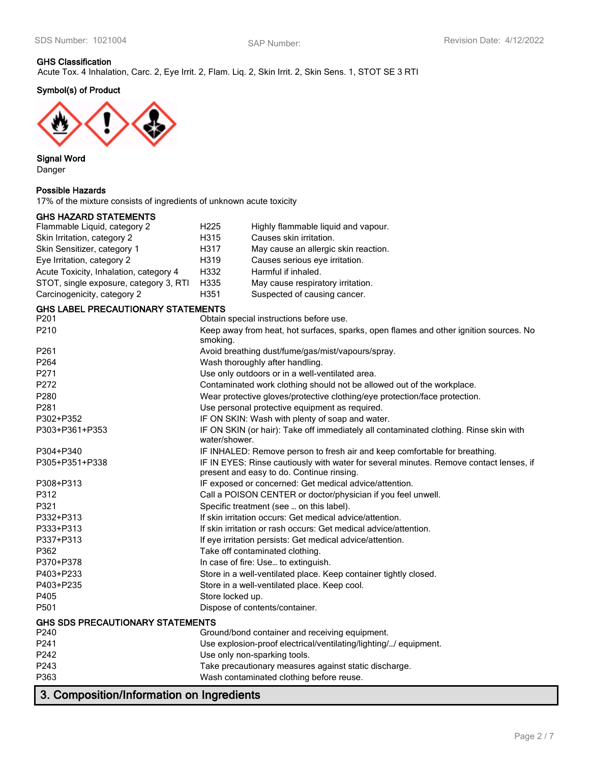### GHS Classification

Acute Tox. 4 Inhalation, Carc. 2, Eye Irrit. 2, Flam. Liq. 2, Skin Irrit. 2, Skin Sens. 1, STOT SE 3 RTI

### Symbol(s) of Product

### Signal Word

Danger

### Possible Hazards

17% of the mixture consists of ingredients of unknown acute toxicity

### GHS HAZARD STATEMENTS

| | | |
|---|---|---|
| Flammable Liquid, category 2 | H225 | Highly flammable liquid and vapour. |
| Skin Irritation, category 2 | H315 | Causes skin irritation. |
| Skin Sensitizer, category 1 | H317 | May cause an allergic skin reaction. |
| Eye Irritation, category 2 | H319 | Causes serious eye irritation. |
| Acute Toxicity, Inhalation, category 4 | H332 | Harmful if inhaled. |
| STOT, single exposure, category 3, RTI | H335 | May cause respiratory irritation. |
| Carcinogenicity, category 2 | H351 | Suspected of causing cancer. |

### GHS LABEL PRECAUTIONARY STATEMENTS

| | |
|---|---|
| P201 | Obtain special instructions before use. |
| P210 | Keep away from heat, hot surfaces, sparks, open flames and other ignition sources. No smoking. |
| P261 | Avoid breathing dust/fume/gas/mist/vapours/spray. |
| P264 | Wash thoroughly after handling. |
| P271 | Use only outdoors or in a well-ventilated area. |
| P272 | Contaminated work clothing should not be allowed out of the workplace. |
| P280 | Wear protective gloves/protective clothing/eye protection/face protection. |
| P281 | Use personal protective equipment as required. |
| P302+P352 | IF ON SKIN: Wash with plenty of soap and water. |
| P303+P361+P353 | IF ON SKIN (or hair): Take off immediately all contaminated clothing. Rinse skin with water/shower. |
| P304+P340 | IF INHALED: Remove person to fresh air and keep comfortable for breathing. |
| P305+P351+P338 | IF IN EYES: Rinse cautiously with water for several minutes. Remove contact lenses, if present and easy to do. Continue rinsing. |
| P308+P313 | IF exposed or concerned: Get medical advice/attention. |
| P312 | Call a POISON CENTER or doctor/physician if you feel unwell. |
| P321 | Specific treatment (see … on this label). |
| P332+P313 | If skin irritation occurs: Get medical advice/attention. |
| P333+P313 | If skin irritation or rash occurs: Get medical advice/attention. |
| P337+P313 | If eye irritation persists: Get medical advice/attention. |
| P362 | Take off contaminated clothing. |
| P370+P378 | In case of fire: Use… to extinguish. |
| P403+P233 | Store in a well-ventilated place. Keep container tightly closed. |
| P403+P235 | Store in a well-ventilated place. Keep cool. |
| P405 | Store locked up. |
| P501 | Dispose of contents/container. |

### GHS SDS PRECAUTIONARY STATEMENTS

| | |
|---|---|
| P240 | Ground/bond container and receiving equipment. |
| P241 | Use explosion-proof electrical/ventilating/lighting/…/ equipment. |
| P242 | Use only non-sparking tools. |
| P243 | Take precautionary measures against static discharge. |
| P363 | Wash contaminated clothing before reuse. |

## 3. Composition/Information on Ingredients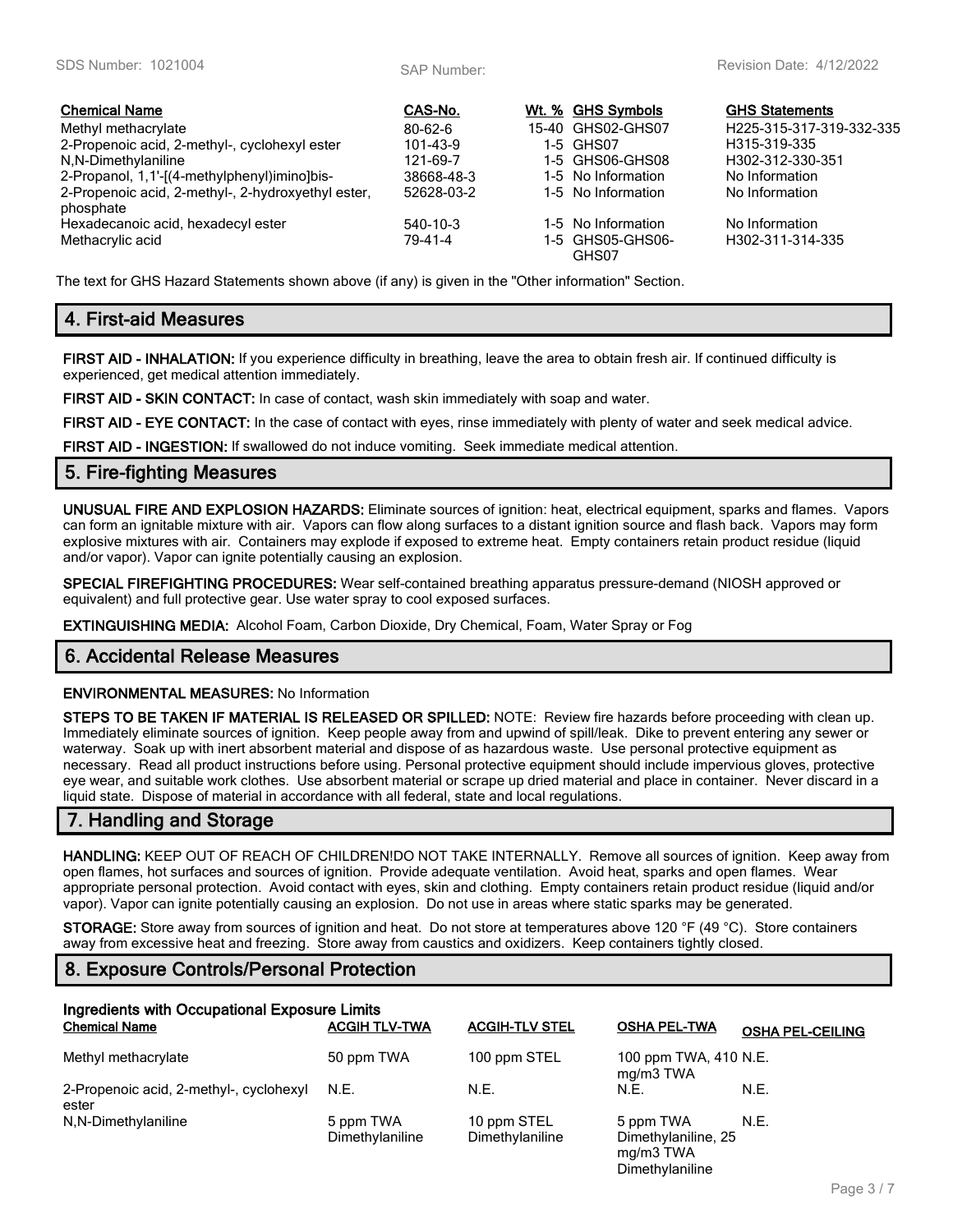| Chemical Name | CAS-No. | Wt. % | GHS Symbols | GHS Statements |
|---|---|---|---|---|
| Methyl methacrylate | 80-62-6 | 15-40 | GHS02-GHS07 | H225-315-317-319-332-335 |
| 2-Propenoic acid, 2-methyl-, cyclohexyl ester | 101-43-9 | 1-5 | GHS07 | H315-319-335 |
| N,N-Dimethylaniline | 121-69-7 | 1-5 | GHS06-GHS08 | H302-312-330-351 |
| 2-Propanol, 1,1'-[(4-methylphenyl)imino]bis- | 38668-48-3 | 1-5 | No Information | No Information |
| 2-Propenoic acid, 2-methyl-, 2-hydroxyethyl ester, phosphate | 52628-03-2 | 1-5 | No Information | No Information |
| Hexadecanoic acid, hexadecyl ester | 540-10-3 | 1-5 | No Information | No Information |
| Methacrylic acid | 79-41-4 | 1-5 | GHS05-GHS06-GHS07 | H302-311-314-335 |

The text for GHS Hazard Statements shown above (if any) is given in the "Other information" Section.

## 4. First-aid Measures

**FIRST AID - INHALATION:** If you experience difficulty in breathing, leave the area to obtain fresh air. If continued difficulty is experienced, get medical attention immediately.

**FIRST AID - SKIN CONTACT:** In case of contact, wash skin immediately with soap and water.

**FIRST AID - EYE CONTACT:** In the case of contact with eyes, rinse immediately with plenty of water and seek medical advice.

**FIRST AID - INGESTION:** If swallowed do not induce vomiting. Seek immediate medical attention.

## 5. Fire-fighting Measures

**UNUSUAL FIRE AND EXPLOSION HAZARDS:** Eliminate sources of ignition: heat, electrical equipment, sparks and flames. Vapors can form an ignitable mixture with air. Vapors can flow along surfaces to a distant ignition source and flash back. Vapors may form explosive mixtures with air. Containers may explode if exposed to extreme heat. Empty containers retain product residue (liquid and/or vapor). Vapor can ignite potentially causing an explosion.

**SPECIAL FIREFIGHTING PROCEDURES:** Wear self-contained breathing apparatus pressure-demand (NIOSH approved or equivalent) and full protective gear. Use water spray to cool exposed surfaces.

**EXTINGUISHING MEDIA:** Alcohol Foam, Carbon Dioxide, Dry Chemical, Foam, Water Spray or Fog

## 6. Accidental Release Measures

**ENVIRONMENTAL MEASURES:** No Information

**STEPS TO BE TAKEN IF MATERIAL IS RELEASED OR SPILLED:** NOTE: Review fire hazards before proceeding with clean up. Immediately eliminate sources of ignition. Keep people away from and upwind of spill/leak. Dike to prevent entering any sewer or waterway. Soak up with inert absorbent material and dispose of as hazardous waste. Use personal protective equipment as necessary. Read all product instructions before using. Personal protective equipment should include impervious gloves, protective eye wear, and suitable work clothes. Use absorbent material or scrape up dried material and place in container. Never discard in a liquid state. Dispose of material in accordance with all federal, state and local regulations.

## 7. Handling and Storage

**HANDLING:** KEEP OUT OF REACH OF CHILDREN!DO NOT TAKE INTERNALLY. Remove all sources of ignition. Keep away from open flames, hot surfaces and sources of ignition. Provide adequate ventilation. Avoid heat, sparks and open flames. Wear appropriate personal protection. Avoid contact with eyes, skin and clothing. Empty containers retain product residue (liquid and/or vapor). Vapor can ignite potentially causing an explosion. Do not use in areas where static sparks may be generated.

**STORAGE:** Store away from sources of ignition and heat. Do not store at temperatures above 120 °F (49 °C). Store containers away from excessive heat and freezing. Store away from caustics and oxidizers. Keep containers tightly closed.

## 8. Exposure Controls/Personal Protection

**Ingredients with Occupational Exposure Limits**

| Chemical Name | ACGIH TLV-TWA | ACGIH-TLV STEL | OSHA PEL-TWA | OSHA PEL-CEILING |
|---|---|---|---|---|
| Methyl methacrylate | 50 ppm TWA | 100 ppm STEL | 100 ppm TWA, 410 mg/m3 TWA | N.E. |
| 2-Propenoic acid, 2-methyl-, cyclohexyl ester | N.E. | N.E. | N.E. | N.E. |
| N,N-Dimethylaniline | 5 ppm TWA Dimethylaniline | 10 ppm STEL Dimethylaniline | 5 ppm TWA Dimethylaniline, 25 mg/m3 TWA Dimethylaniline | N.E. |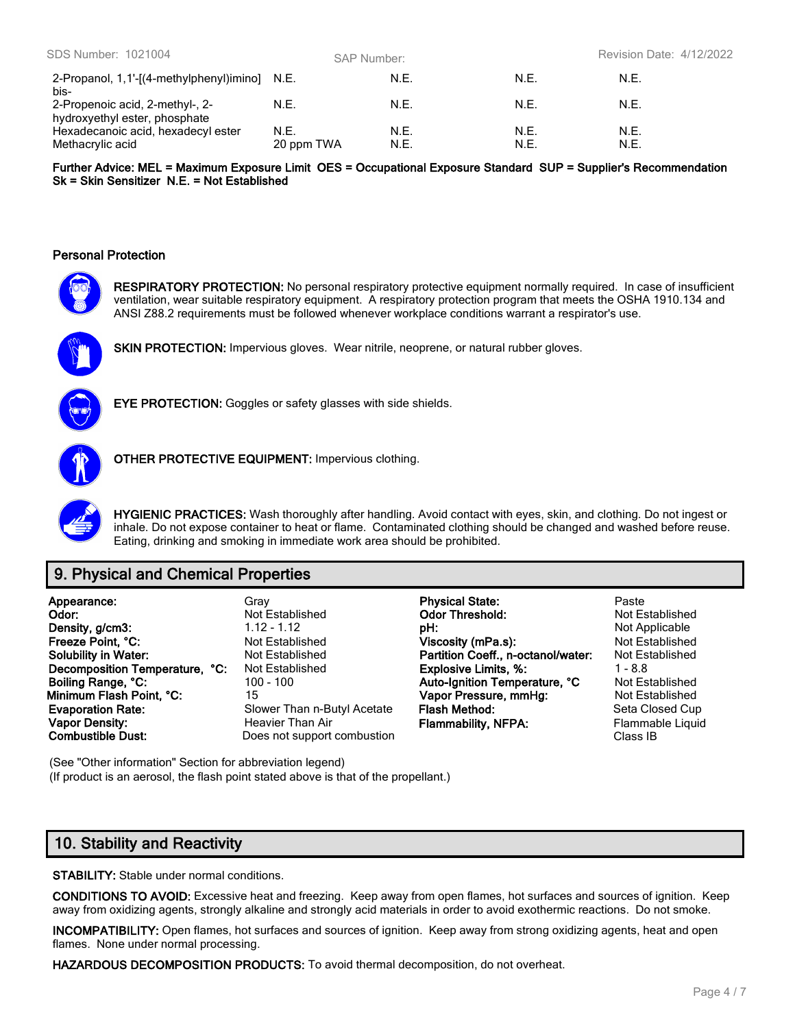| | | | | |
|---|---|---|---|---|
| 2-Propanol, 1,1'-[(4-methylphenyl)imino] bis- | N.E. | N.E. | N.E. | N.E. |
| 2-Propenoic acid, 2-methyl-, 2-hydroxyethyl ester, phosphate | N.E. | N.E. | N.E. | N.E. |
| Hexadecanoic acid, hexadecyl ester | N.E. | N.E. | N.E. | N.E. |
| Methacrylic acid | 20 ppm TWA | N.E. | N.E. | N.E. |

**Further Advice: MEL = Maximum Exposure Limit OES = Occupational Exposure Standard SUP = Supplier's Recommendation Sk = Skin Sensitizer N.E. = Not Established**

### Personal Protection

**RESPIRATORY PROTECTION:** No personal respiratory protective equipment normally required. In case of insufficient ventilation, wear suitable respiratory equipment. A respiratory protection program that meets the OSHA 1910.134 and ANSI Z88.2 requirements must be followed whenever workplace conditions warrant a respirator's use.

**SKIN PROTECTION:** Impervious gloves. Wear nitrile, neoprene, or natural rubber gloves.

**EYE PROTECTION:** Goggles or safety glasses with side shields.

**OTHER PROTECTIVE EQUIPMENT:** Impervious clothing.

**HYGIENIC PRACTICES:** Wash thoroughly after handling. Avoid contact with eyes, skin, and clothing. Do not ingest or inhale. Do not expose container to heat or flame. Contaminated clothing should be changed and washed before reuse. Eating, drinking and smoking in immediate work area should be prohibited.

## 9. Physical and Chemical Properties

| | | | |
|---|---|---|---|
| **Appearance:** | Gray | **Physical State:** | Paste |
| **Odor:** | Not Established | **Odor Threshold:** | Not Established |
| **Density, g/cm3:** | 1.12 - 1.12 | **pH:** | Not Applicable |
| **Freeze Point, °C:** | Not Established | **Viscosity (mPa.s):** | Not Established |
| **Solubility in Water:** | Not Established | **Partition Coeff., n-octanol/water:** | Not Established |
| **Decomposition Temperature, °C:** | Not Established | **Explosive Limits, %:** | 1 - 8.8 |
| **Boiling Range, °C:** | 100 - 100 | **Auto-Ignition Temperature, °C** | Not Established |
| **Minimum Flash Point, °C:** | 15 | **Vapor Pressure, mmHg:** | Not Established |
| **Evaporation Rate:** | Slower Than n-Butyl Acetate | **Flash Method:** | Seta Closed Cup |
| **Vapor Density:** | Heavier Than Air | **Flammability, NFPA:** | Flammable Liquid Class IB |
| **Combustible Dust:** | Does not support combustion | | |

(See "Other information" Section for abbreviation legend)
(If product is an aerosol, the flash point stated above is that of the propellant.)

## 10. Stability and Reactivity

**STABILITY:** Stable under normal conditions.

**CONDITIONS TO AVOID:** Excessive heat and freezing. Keep away from open flames, hot surfaces and sources of ignition. Keep away from oxidizing agents, strongly alkaline and strongly acid materials in order to avoid exothermic reactions. Do not smoke.

**INCOMPATIBILITY:** Open flames, hot surfaces and sources of ignition. Keep away from strong oxidizing agents, heat and open flames. None under normal processing.

**HAZARDOUS DECOMPOSITION PRODUCTS:** To avoid thermal decomposition, do not overheat.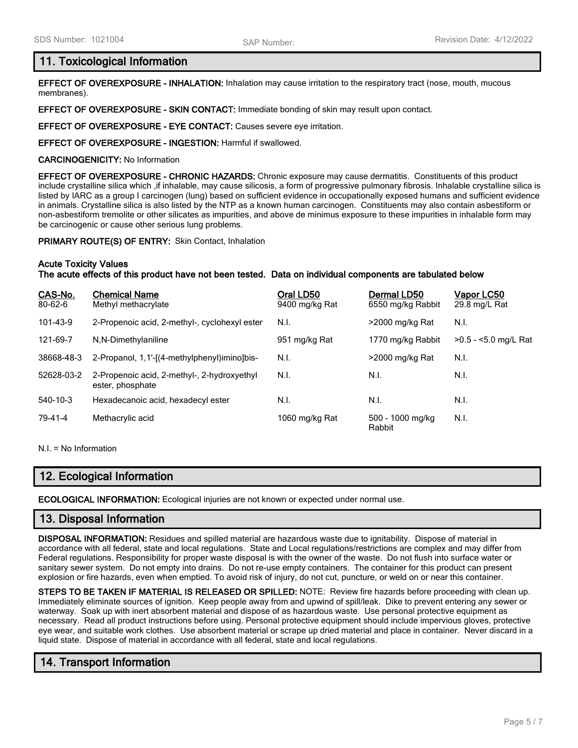## 11. Toxicological Information

**EFFECT OF OVEREXPOSURE - INHALATION:** Inhalation may cause irritation to the respiratory tract (nose, mouth, mucous membranes).

**EFFECT OF OVEREXPOSURE - SKIN CONTACT:** Immediate bonding of skin may result upon contact.

**EFFECT OF OVEREXPOSURE - EYE CONTACT:** Causes severe eye irritation.

**EFFECT OF OVEREXPOSURE - INGESTION:** Harmful if swallowed.

**CARCINOGENICITY:** No Information

**EFFECT OF OVEREXPOSURE - CHRONIC HAZARDS:** Chronic exposure may cause dermatitis. Constituents of this product include crystalline silica which ,if inhalable, may cause silicosis, a form of progressive pulmonary fibrosis. Inhalable crystalline silica is listed by IARC as a group I carcinogen (lung) based on sufficient evidence in occupationally exposed humans and sufficient evidence in animals. Crystalline silica is also listed by the NTP as a known human carcinogen. Constituents may also contain asbestiform or non-asbestiform tremolite or other silicates as impurities, and above de minimus exposure to these impurities in inhalable form may be carcinogenic or cause other serious lung problems.

**PRIMARY ROUTE(S) OF ENTRY:** Skin Contact, Inhalation

**Acute Toxicity Values**
**The acute effects of this product have not been tested. Data on individual components are tabulated below**

| CAS-No. | Chemical Name | Oral LD50 | Dermal LD50 | Vapor LC50 |
|---|---|---|---|---|
| 80-62-6 | Methyl methacrylate | 9400 mg/kg Rat | 6550 mg/kg Rabbit | 29.8 mg/L Rat |
| 101-43-9 | 2-Propenoic acid, 2-methyl-, cyclohexyl ester | N.I. | >2000 mg/kg Rat | N.I. |
| 121-69-7 | N,N-Dimethylaniline | 951 mg/kg Rat | 1770 mg/kg Rabbit | >0.5 - <5.0 mg/L Rat |
| 38668-48-3 | 2-Propanol, 1,1'-[(4-methylphenyl)imino]bis- | N.I. | >2000 mg/kg Rat | N.I. |
| 52628-03-2 | 2-Propenoic acid, 2-methyl-, 2-hydroxyethyl ester, phosphate | N.I. | N.I. | N.I. |
| 540-10-3 | Hexadecanoic acid, hexadecyl ester | N.I. | N.I. | N.I. |
| 79-41-4 | Methacrylic acid | 1060 mg/kg Rat | 500 - 1000 mg/kg Rabbit | N.I. |

N.I. = No Information

## 12. Ecological Information

**ECOLOGICAL INFORMATION:** Ecological injuries are not known or expected under normal use.

## 13. Disposal Information

**DISPOSAL INFORMATION:** Residues and spilled material are hazardous waste due to ignitability. Dispose of material in accordance with all federal, state and local regulations. State and Local regulations/restrictions are complex and may differ from Federal regulations. Responsibility for proper waste disposal is with the owner of the waste. Do not flush into surface water or sanitary sewer system. Do not empty into drains. Do not re-use empty containers. The container for this product can present explosion or fire hazards, even when emptied. To avoid risk of injury, do not cut, puncture, or weld on or near this container.

**STEPS TO BE TAKEN IF MATERIAL IS RELEASED OR SPILLED:** NOTE: Review fire hazards before proceeding with clean up. Immediately eliminate sources of ignition. Keep people away from and upwind of spill/leak. Dike to prevent entering any sewer or waterway. Soak up with inert absorbent material and dispose of as hazardous waste. Use personal protective equipment as necessary. Read all product instructions before using. Personal protective equipment should include impervious gloves, protective eye wear, and suitable work clothes. Use absorbent material or scrape up dried material and place in container. Never discard in a liquid state. Dispose of material in accordance with all federal, state and local regulations.

## 14. Transport Information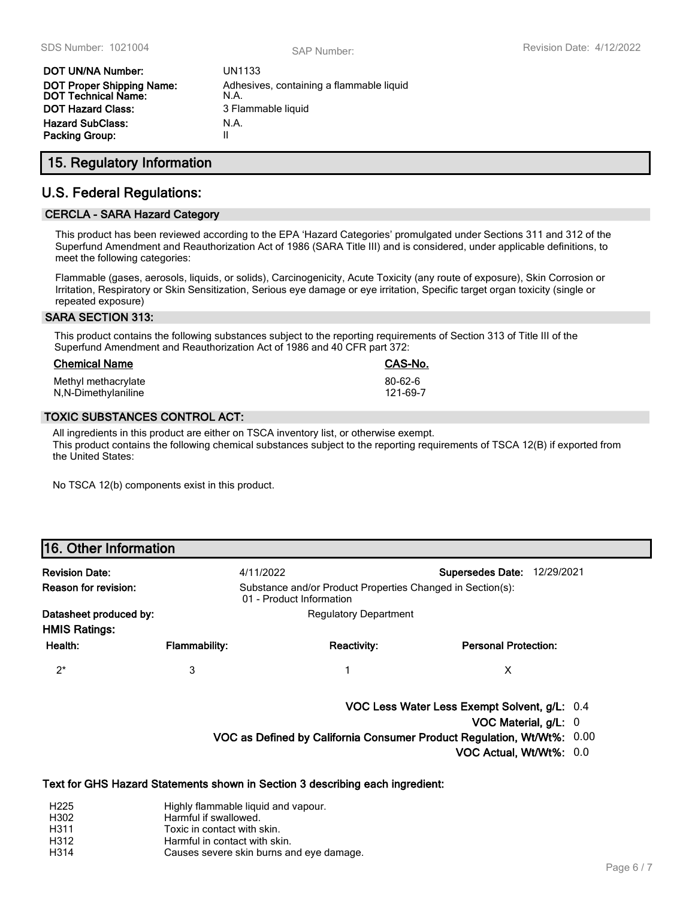| | |
|---|---|
| **DOT UN/NA Number:** | UN1133 |
| **DOT Proper Shipping Name:** | Adhesives, containing a flammable liquid |
| **DOT Technical Name:** | N.A. |
| **DOT Hazard Class:** | 3 Flammable liquid |
| **Hazard SubClass:** | N.A. |
| **Packing Group:** | II |

## 15. Regulatory Information

## U.S. Federal Regulations:

### CERCLA - SARA Hazard Category

This product has been reviewed according to the EPA 'Hazard Categories' promulgated under Sections 311 and 312 of the Superfund Amendment and Reauthorization Act of 1986 (SARA Title III) and is considered, under applicable definitions, to meet the following categories:

Flammable (gases, aerosols, liquids, or solids), Carcinogenicity, Acute Toxicity (any route of exposure), Skin Corrosion or Irritation, Respiratory or Skin Sensitization, Serious eye damage or eye irritation, Specific target organ toxicity (single or repeated exposure)

### SARA SECTION 313:

This product contains the following substances subject to the reporting requirements of Section 313 of Title III of the Superfund Amendment and Reauthorization Act of 1986 and 40 CFR part 372:

| Chemical Name | CAS-No. |
|---|---|
| Methyl methacrylate | 80-62-6 |
| N,N-Dimethylaniline | 121-69-7 |

### TOXIC SUBSTANCES CONTROL ACT:

All ingredients in this product are either on TSCA inventory list, or otherwise exempt.
This product contains the following chemical substances subject to the reporting requirements of TSCA 12(B) if exported from the United States:

No TSCA 12(b) components exist in this product.

## 16. Other Information

**Revision Date:** 4/11/2022 **Supersedes Date:** 12/29/2021

**Reason for revision:** Substance and/or Product Properties Changed in Section(s):
01 - Product Information

**Datasheet produced by:** Regulatory Department

**HMIS Ratings:**

| Health: | Flammability: | Reactivity: | Personal Protection: |
|---|---|---|---|
| 2* | 3 | 1 | X |

**VOC Less Water Less Exempt Solvent, g/L:** 0.4

**VOC Material, g/L:** 0

**VOC as Defined by California Consumer Product Regulation, Wt/Wt%:** 0.00

**VOC Actual, Wt/Wt%:** 0.0

**Text for GHS Hazard Statements shown in Section 3 describing each ingredient:**

| | |
|---|---|
| H225 | Highly flammable liquid and vapour. |
| H302 | Harmful if swallowed. |
| H311 | Toxic in contact with skin. |
| H312 | Harmful in contact with skin. |
| H314 | Causes severe skin burns and eye damage. |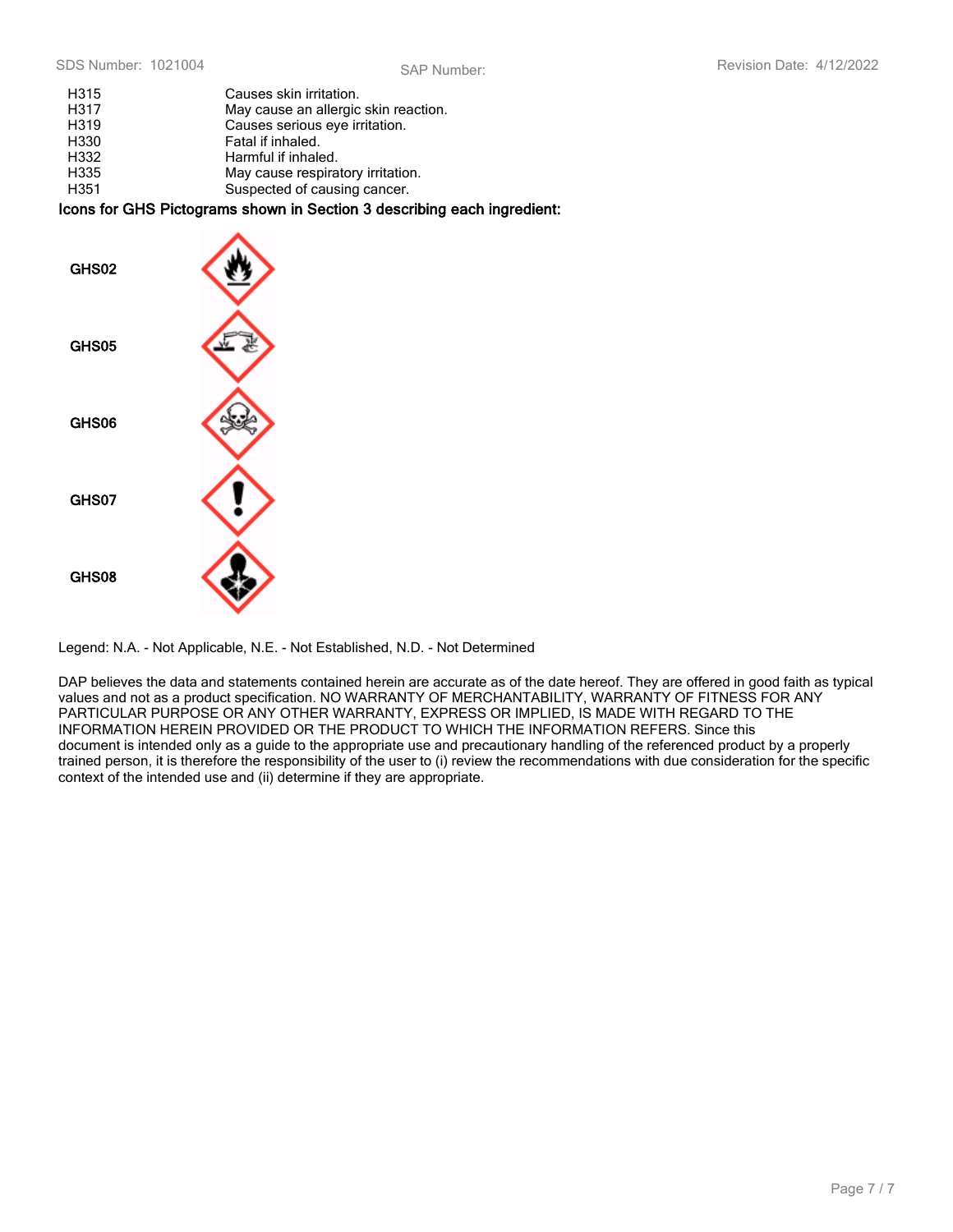| | |
|---|---|
| H315 | Causes skin irritation. |
| H317 | May cause an allergic skin reaction. |
| H319 | Causes serious eye irritation. |
| H330 | Fatal if inhaled. |
| H332 | Harmful if inhaled. |
| H335 | May cause respiratory irritation. |
| H351 | Suspected of causing cancer. |

**Icons for GHS Pictograms shown in Section 3 describing each ingredient:**

GHS02

GHS05

GHS06

GHS07

GHS08

Legend: N.A. - Not Applicable, N.E. - Not Established, N.D. - Not Determined

DAP believes the data and statements contained herein are accurate as of the date hereof. They are offered in good faith as typical values and not as a product specification. NO WARRANTY OF MERCHANTABILITY, WARRANTY OF FITNESS FOR ANY PARTICULAR PURPOSE OR ANY OTHER WARRANTY, EXPRESS OR IMPLIED, IS MADE WITH REGARD TO THE INFORMATION HEREIN PROVIDED OR THE PRODUCT TO WHICH THE INFORMATION REFERS. Since this document is intended only as a guide to the appropriate use and precautionary handling of the referenced product by a properly trained person, it is therefore the responsibility of the user to (i) review the recommendations with due consideration for the specific context of the intended use and (ii) determine if they are appropriate.